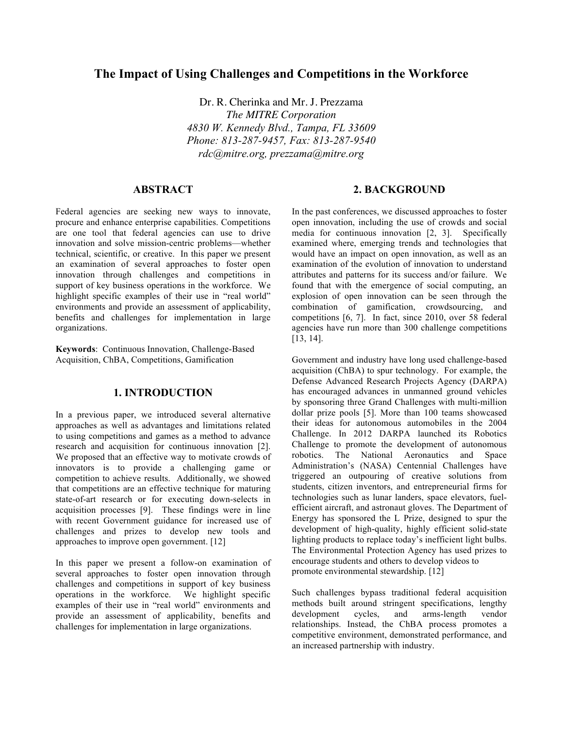# The Impact of Using Challenges and Competitions in the Workforce

Dr. R. Cherinka and Mr. J. Prezzama
*The MITRE Corporation*
*4830 W. Kennedy Blvd., Tampa, FL 33609*
*Phone: 813-287-9457, Fax: 813-287-9540*
*rdc@mitre.org, prezzama@mitre.org*

## ABSTRACT

Federal agencies are seeking new ways to innovate, procure and enhance enterprise capabilities. Competitions are one tool that federal agencies can use to drive innovation and solve mission-centric problems—whether technical, scientific, or creative. In this paper we present an examination of several approaches to foster open innovation through challenges and competitions in support of key business operations in the workforce. We highlight specific examples of their use in "real world" environments and provide an assessment of applicability, benefits and challenges for implementation in large organizations.

**Keywords**: Continuous Innovation, Challenge-Based Acquisition, ChBA, Competitions, Gamification

## 1. INTRODUCTION

In a previous paper, we introduced several alternative approaches as well as advantages and limitations related to using competitions and games as a method to advance research and acquisition for continuous innovation [2]. We proposed that an effective way to motivate crowds of innovators is to provide a challenging game or competition to achieve results. Additionally, we showed that competitions are an effective technique for maturing state-of-art research or for executing down-selects in acquisition processes [9]. These findings were in line with recent Government guidance for increased use of challenges and prizes to develop new tools and approaches to improve open government. [12]

In this paper we present a follow-on examination of several approaches to foster open innovation through challenges and competitions in support of key business operations in the workforce. We highlight specific examples of their use in "real world" environments and provide an assessment of applicability, benefits and challenges for implementation in large organizations.

## 2. BACKGROUND

In the past conferences, we discussed approaches to foster open innovation, including the use of crowds and social media for continuous innovation [2, 3]. Specifically examined where, emerging trends and technologies that would have an impact on open innovation, as well as an examination of the evolution of innovation to understand attributes and patterns for its success and/or failure. We found that with the emergence of social computing, an explosion of open innovation can be seen through the combination of gamification, crowdsourcing, and competitions [6, 7]. In fact, since 2010, over 58 federal agencies have run more than 300 challenge competitions [13, 14].

Government and industry have long used challenge-based acquisition (ChBA) to spur technology. For example, the Defense Advanced Research Projects Agency (DARPA) has encouraged advances in unmanned ground vehicles by sponsoring three Grand Challenges with multi-million dollar prize pools [5]. More than 100 teams showcased their ideas for autonomous automobiles in the 2004 Challenge. In 2012 DARPA launched its Robotics Challenge to promote the development of autonomous robotics. The National Aeronautics and Space Administration's (NASA) Centennial Challenges have triggered an outpouring of creative solutions from students, citizen inventors, and entrepreneurial firms for technologies such as lunar landers, space elevators, fuel-efficient aircraft, and astronaut gloves. The Department of Energy has sponsored the L Prize, designed to spur the development of high-quality, highly efficient solid-state lighting products to replace today's inefficient light bulbs. The Environmental Protection Agency has used prizes to encourage students and others to develop videos to promote environmental stewardship. [12]

Such challenges bypass traditional federal acquisition methods built around stringent specifications, lengthy development cycles, and arms-length vendor relationships. Instead, the ChBA process promotes a competitive environment, demonstrated performance, and an increased partnership with industry.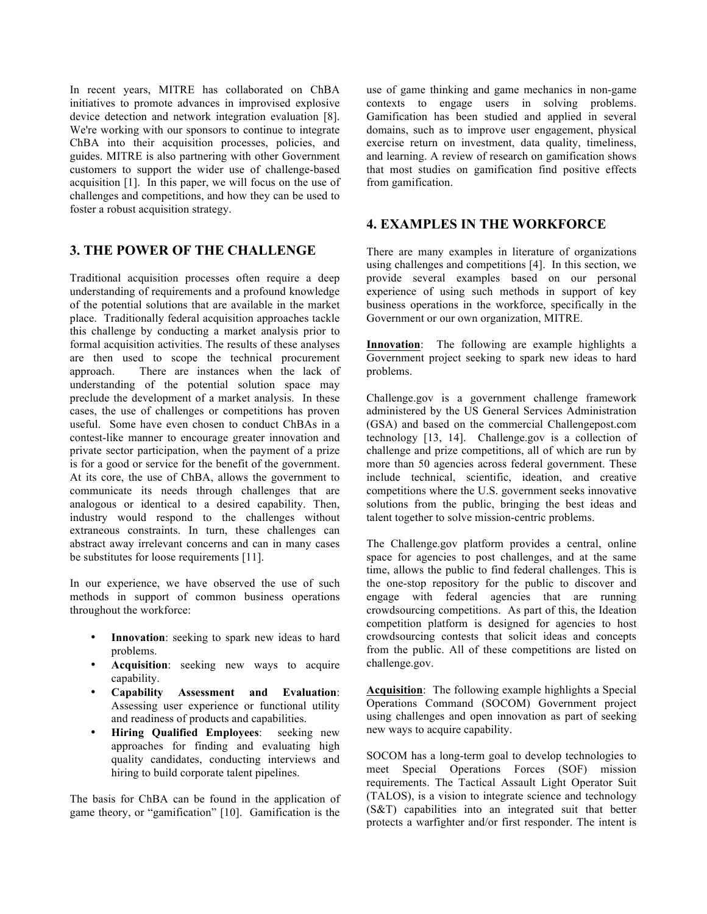In recent years, MITRE has collaborated on ChBA initiatives to promote advances in improvised explosive device detection and network integration evaluation [8]. We're working with our sponsors to continue to integrate ChBA into their acquisition processes, policies, and guides. MITRE is also partnering with other Government customers to support the wider use of challenge-based acquisition [1]. In this paper, we will focus on the use of challenges and competitions, and how they can be used to foster a robust acquisition strategy.

## 3. THE POWER OF THE CHALLENGE

Traditional acquisition processes often require a deep understanding of requirements and a profound knowledge of the potential solutions that are available in the market place. Traditionally federal acquisition approaches tackle this challenge by conducting a market analysis prior to formal acquisition activities. The results of these analyses are then used to scope the technical procurement approach. There are instances when the lack of understanding of the potential solution space may preclude the development of a market analysis. In these cases, the use of challenges or competitions has proven useful. Some have even chosen to conduct ChBAs in a contest-like manner to encourage greater innovation and private sector participation, when the payment of a prize is for a good or service for the benefit of the government. At its core, the use of ChBA, allows the government to communicate its needs through challenges that are analogous or identical to a desired capability. Then, industry would respond to the challenges without extraneous constraints. In turn, these challenges can abstract away irrelevant concerns and can in many cases be substitutes for loose requirements [11].

In our experience, we have observed the use of such methods in support of common business operations throughout the workforce:

- **Innovation**: seeking to spark new ideas to hard problems.
- **Acquisition**: seeking new ways to acquire capability.
- **Capability Assessment and Evaluation**: Assessing user experience or functional utility and readiness of products and capabilities.
- **Hiring Qualified Employees**: seeking new approaches for finding and evaluating high quality candidates, conducting interviews and hiring to build corporate talent pipelines.

The basis for ChBA can be found in the application of game theory, or "gamification" [10]. Gamification is the use of game thinking and game mechanics in non-game contexts to engage users in solving problems. Gamification has been studied and applied in several domains, such as to improve user engagement, physical exercise return on investment, data quality, timeliness, and learning. A review of research on gamification shows that most studies on gamification find positive effects from gamification.

## 4. EXAMPLES IN THE WORKFORCE

There are many examples in literature of organizations using challenges and competitions [4]. In this section, we provide several examples based on our personal experience of using such methods in support of key business operations in the workforce, specifically in the Government or our own organization, MITRE.

**Innovation**: The following are example highlights a Government project seeking to spark new ideas to hard problems.

Challenge.gov is a government challenge framework administered by the US General Services Administration (GSA) and based on the commercial Challengepost.com technology [13, 14]. Challenge.gov is a collection of challenge and prize competitions, all of which are run by more than 50 agencies across federal government. These include technical, scientific, ideation, and creative competitions where the U.S. government seeks innovative solutions from the public, bringing the best ideas and talent together to solve mission-centric problems.

The Challenge.gov platform provides a central, online space for agencies to post challenges, and at the same time, allows the public to find federal challenges. This is the one-stop repository for the public to discover and engage with federal agencies that are running crowdsourcing competitions. As part of this, the Ideation competition platform is designed for agencies to host crowdsourcing contests that solicit ideas and concepts from the public. All of these competitions are listed on challenge.gov.

**Acquisition**: The following example highlights a Special Operations Command (SOCOM) Government project using challenges and open innovation as part of seeking new ways to acquire capability.

SOCOM has a long-term goal to develop technologies to meet Special Operations Forces (SOF) mission requirements. The Tactical Assault Light Operator Suit (TALOS), is a vision to integrate science and technology (S&T) capabilities into an integrated suit that better protects a warfighter and/or first responder. The intent is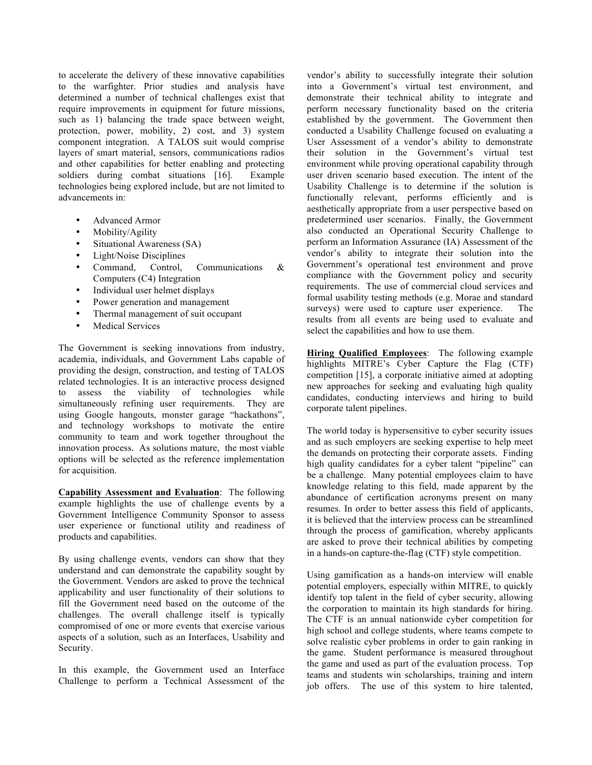to accelerate the delivery of these innovative capabilities to the warfighter. Prior studies and analysis have determined a number of technical challenges exist that require improvements in equipment for future missions, such as 1) balancing the trade space between weight, protection, power, mobility, 2) cost, and 3) system component integration. A TALOS suit would comprise layers of smart material, sensors, communications radios and other capabilities for better enabling and protecting soldiers during combat situations [16]. Example technologies being explored include, but are not limited to advancements in:

- Advanced Armor
- Mobility/Agility
- Situational Awareness (SA)
- Light/Noise Disciplines
- Command, Control, Communications & Computers (C4) Integration
- Individual user helmet displays
- Power generation and management
- Thermal management of suit occupant
- Medical Services

The Government is seeking innovations from industry, academia, individuals, and Government Labs capable of providing the design, construction, and testing of TALOS related technologies. It is an interactive process designed to assess the viability of technologies while simultaneously refining user requirements. They are using Google hangouts, monster garage "hackathons", and technology workshops to motivate the entire community to team and work together throughout the innovation process. As solutions mature, the most viable options will be selected as the reference implementation for acquisition.

**Capability Assessment and Evaluation**: The following example highlights the use of challenge events by a Government Intelligence Community Sponsor to assess user experience or functional utility and readiness of products and capabilities.

By using challenge events, vendors can show that they understand and can demonstrate the capability sought by the Government. Vendors are asked to prove the technical applicability and user functionality of their solutions to fill the Government need based on the outcome of the challenges. The overall challenge itself is typically compromised of one or more events that exercise various aspects of a solution, such as an Interfaces, Usability and Security.

In this example, the Government used an Interface Challenge to perform a Technical Assessment of the vendor's ability to successfully integrate their solution into a Government's virtual test environment, and demonstrate their technical ability to integrate and perform necessary functionality based on the criteria established by the government. The Government then conducted a Usability Challenge focused on evaluating a User Assessment of a vendor's ability to demonstrate their solution in the Government's virtual test environment while proving operational capability through user driven scenario based execution. The intent of the Usability Challenge is to determine if the solution is functionally relevant, performs efficiently and is aesthetically appropriate from a user perspective based on predetermined user scenarios. Finally, the Government also conducted an Operational Security Challenge to perform an Information Assurance (IA) Assessment of the vendor's ability to integrate their solution into the Government's operational test environment and prove compliance with the Government policy and security requirements. The use of commercial cloud services and formal usability testing methods (e.g. Morae and standard surveys) were used to capture user experience. The results from all events are being used to evaluate and select the capabilities and how to use them.

**Hiring Qualified Employees**: The following example highlights MITRE's Cyber Capture the Flag (CTF) competition [15], a corporate initiative aimed at adopting new approaches for seeking and evaluating high quality candidates, conducting interviews and hiring to build corporate talent pipelines.

The world today is hypersensitive to cyber security issues and as such employers are seeking expertise to help meet the demands on protecting their corporate assets. Finding high quality candidates for a cyber talent "pipeline" can be a challenge. Many potential employees claim to have knowledge relating to this field, made apparent by the abundance of certification acronyms present on many resumes. In order to better assess this field of applicants, it is believed that the interview process can be streamlined through the process of gamification, whereby applicants are asked to prove their technical abilities by competing in a hands-on capture-the-flag (CTF) style competition.

Using gamification as a hands-on interview will enable potential employers, especially within MITRE, to quickly identify top talent in the field of cyber security, allowing the corporation to maintain its high standards for hiring. The CTF is an annual nationwide cyber competition for high school and college students, where teams compete to solve realistic cyber problems in order to gain ranking in the game. Student performance is measured throughout the game and used as part of the evaluation process. Top teams and students win scholarships, training and intern job offers. The use of this system to hire talented,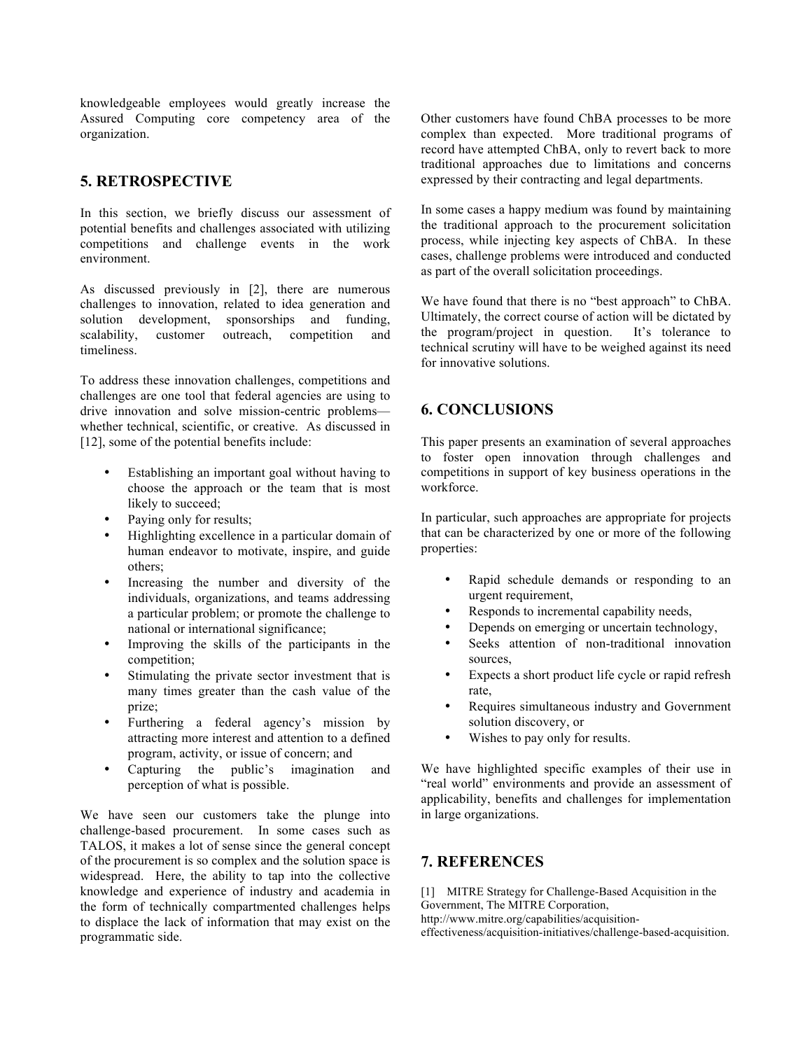knowledgeable employees would greatly increase the Assured Computing core competency area of the organization.

## 5. RETROSPECTIVE

In this section, we briefly discuss our assessment of potential benefits and challenges associated with utilizing competitions and challenge events in the work environment.

As discussed previously in [2], there are numerous challenges to innovation, related to idea generation and solution development, sponsorships and funding, scalability, customer outreach, competition and timeliness.

To address these innovation challenges, competitions and challenges are one tool that federal agencies are using to drive innovation and solve mission-centric problems—whether technical, scientific, or creative. As discussed in [12], some of the potential benefits include:

- Establishing an important goal without having to choose the approach or the team that is most likely to succeed;
- Paying only for results;
- Highlighting excellence in a particular domain of human endeavor to motivate, inspire, and guide others;
- Increasing the number and diversity of the individuals, organizations, and teams addressing a particular problem; or promote the challenge to national or international significance;
- Improving the skills of the participants in the competition;
- Stimulating the private sector investment that is many times greater than the cash value of the prize;
- Furthering a federal agency's mission by attracting more interest and attention to a defined program, activity, or issue of concern; and
- Capturing the public's imagination and perception of what is possible.

We have seen our customers take the plunge into challenge-based procurement. In some cases such as TALOS, it makes a lot of sense since the general concept of the procurement is so complex and the solution space is widespread. Here, the ability to tap into the collective knowledge and experience of industry and academia in the form of technically compartmented challenges helps to displace the lack of information that may exist on the programmatic side.

Other customers have found ChBA processes to be more complex than expected. More traditional programs of record have attempted ChBA, only to revert back to more traditional approaches due to limitations and concerns expressed by their contracting and legal departments.

In some cases a happy medium was found by maintaining the traditional approach to the procurement solicitation process, while injecting key aspects of ChBA. In these cases, challenge problems were introduced and conducted as part of the overall solicitation proceedings.

We have found that there is no "best approach" to ChBA. Ultimately, the correct course of action will be dictated by the program/project in question. It's tolerance to technical scrutiny will have to be weighed against its need for innovative solutions.

## 6. CONCLUSIONS

This paper presents an examination of several approaches to foster open innovation through challenges and competitions in support of key business operations in the workforce.

In particular, such approaches are appropriate for projects that can be characterized by one or more of the following properties:

- Rapid schedule demands or responding to an urgent requirement,
- Responds to incremental capability needs,
- Depends on emerging or uncertain technology,
- Seeks attention of non-traditional innovation sources,
- Expects a short product life cycle or rapid refresh rate,
- Requires simultaneous industry and Government solution discovery, or
- Wishes to pay only for results.

We have highlighted specific examples of their use in "real world" environments and provide an assessment of applicability, benefits and challenges for implementation in large organizations.

## 7. REFERENCES

[1] MITRE Strategy for Challenge-Based Acquisition in the Government, The MITRE Corporation, http://www.mitre.org/capabilities/acquisition-effectiveness/acquisition-initiatives/challenge-based-acquisition.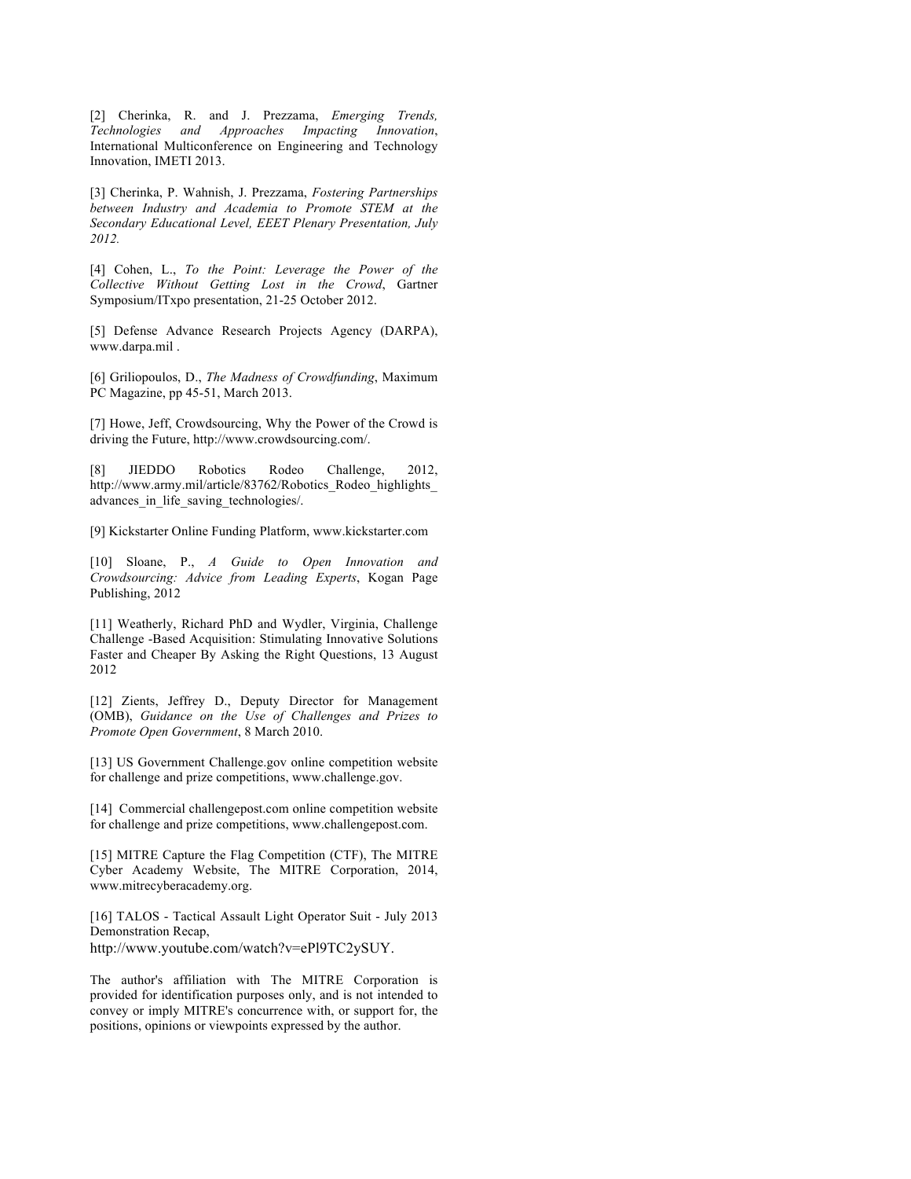[2] Cherinka, R. and J. Prezzama, *Emerging Trends, Technologies and Approaches Impacting Innovation*, International Multiconference on Engineering and Technology Innovation, IMETI 2013.

[3] Cherinka, P. Wahnish, J. Prezzama, *Fostering Partnerships between Industry and Academia to Promote STEM at the Secondary Educational Level, EEET Plenary Presentation, July 2012.*

[4] Cohen, L., *To the Point: Leverage the Power of the Collective Without Getting Lost in the Crowd*, Gartner Symposium/ITxpo presentation, 21-25 October 2012.

[5] Defense Advance Research Projects Agency (DARPA), www.darpa.mil .

[6] Griliopoulos, D., *The Madness of Crowdfunding*, Maximum PC Magazine, pp 45-51, March 2013.

[7] Howe, Jeff, Crowdsourcing, Why the Power of the Crowd is driving the Future, http://www.crowdsourcing.com/.

[8] JIEDDO Robotics Rodeo Challenge, 2012, http://www.army.mil/article/83762/Robotics_Rodeo_highlights_advances_in_life_saving_technologies/.

[9] Kickstarter Online Funding Platform, www.kickstarter.com

[10] Sloane, P., *A Guide to Open Innovation and Crowdsourcing: Advice from Leading Experts*, Kogan Page Publishing, 2012

[11] Weatherly, Richard PhD and Wydler, Virginia, Challenge Challenge -Based Acquisition: Stimulating Innovative Solutions Faster and Cheaper By Asking the Right Questions, 13 August 2012

[12] Zients, Jeffrey D., Deputy Director for Management (OMB), *Guidance on the Use of Challenges and Prizes to Promote Open Government*, 8 March 2010.

[13] US Government Challenge.gov online competition website for challenge and prize competitions, www.challenge.gov.

[14] Commercial challengepost.com online competition website for challenge and prize competitions, www.challengepost.com.

[15] MITRE Capture the Flag Competition (CTF), The MITRE Cyber Academy Website, The MITRE Corporation, 2014, www.mitrecyberacademy.org.

[16] TALOS - Tactical Assault Light Operator Suit - July 2013 Demonstration Recap, http://www.youtube.com/watch?v=ePl9TC2ySUY.

The author's affiliation with The MITRE Corporation is provided for identification purposes only, and is not intended to convey or imply MITRE's concurrence with, or support for, the positions, opinions or viewpoints expressed by the author.